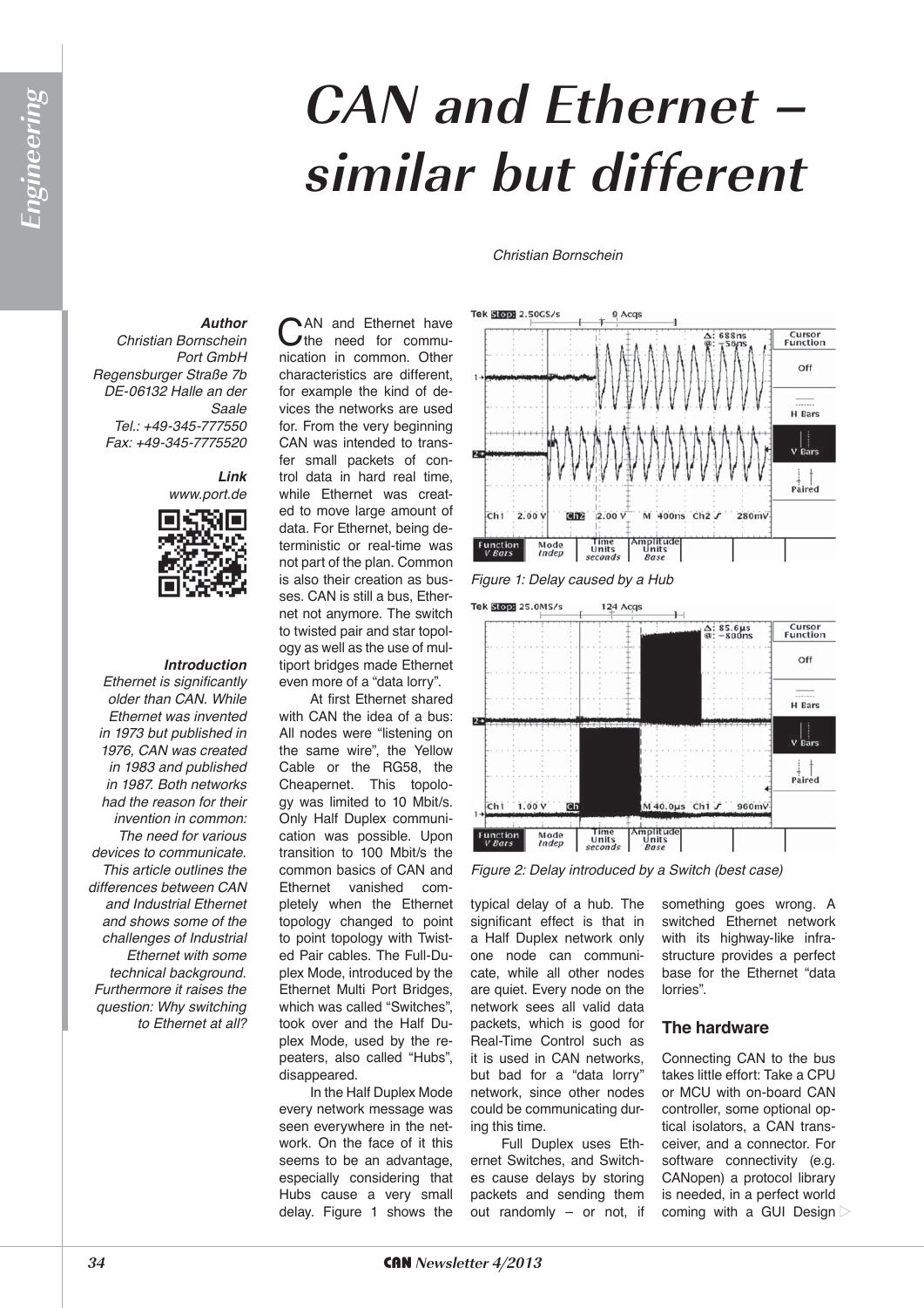# CAN and Ethernet – similar but different

*Christian Bornschein*

***Author***
*Christian Bornschein*
*Port GmbH*
*Regensburger Straße 7b*
*DE-06132 Halle an der Saale*
*Tel.: +49-345-777550*
*Fax: +49-345-7775520*

***Link***
*www.port.de*

***Introduction***

*Ethernet is significantly older than CAN. While Ethernet was invented in 1973 but published in 1976, CAN was created in 1983 and published in 1987. Both networks had the reason for their invention in common: The need for various devices to communicate. This article outlines the differences between CAN and Industrial Ethernet and shows some of the challenges of Industrial Ethernet with some technical background. Furthermore it raises the question: Why switching to Ethernet at all?*

CAN and Ethernet have the need for communication in common. Other characteristics are different, for example the kind of devices the networks are used for. From the very beginning CAN was intended to transfer small packets of control data in hard real time, while Ethernet was created to move large amount of data. For Ethernet, being deterministic or real-time was not part of the plan. Common is also their creation as busses. CAN is still a bus, Ethernet not anymore. The switch to twisted pair and star topology as well as the use of multiport bridges made Ethernet even more of a "data lorry".

At first Ethernet shared with CAN the idea of a bus: All nodes were "listening on the same wire", the Yellow Cable or the RG58, the Cheapernet. This topology was limited to 10 Mbit/s. Only Half Duplex communication was possible. Upon transition to 100 Mbit/s the common basics of CAN and Ethernet vanished completely when the Ethernet topology changed to point to point topology with Twisted Pair cables. The Full-Duplex Mode, introduced by the Ethernet Multi Port Bridges, which was called "Switches", took over and the Half Duplex Mode, used by the repeaters, also called "Hubs", disappeared.

In the Half Duplex Mode every network message was seen everywhere in the network. On the face of it this seems to be an advantage, especially considering that Hubs cause a very small delay. Figure 1 shows the typical delay of a hub. The significant effect is that in a Half Duplex network only one node can communicate, while all other nodes are quiet. Every node on the network sees all valid data packets, which is good for Real-Time Control such as it is used in CAN networks, but bad for a "data lorry" network, since other nodes could be communicating during this time.

Figure 1: Delay caused by a Hub

Figure 2: Delay introduced by a Switch (best case)

Full Duplex uses Ethernet Switches, and Switches cause delays by storing packets and sending them out randomly – or not, if something goes wrong. A switched Ethernet network with its highway-like infrastructure provides a perfect base for the Ethernet "data lorries".

## The hardware

Connecting CAN to the bus takes little effort: Take a CPU or MCU with on-board CAN controller, some optional optical isolators, a CAN transceiver, and a connector. For software connectivity (e.g. CANopen) a protocol library is needed, in a perfect world coming with a GUI Design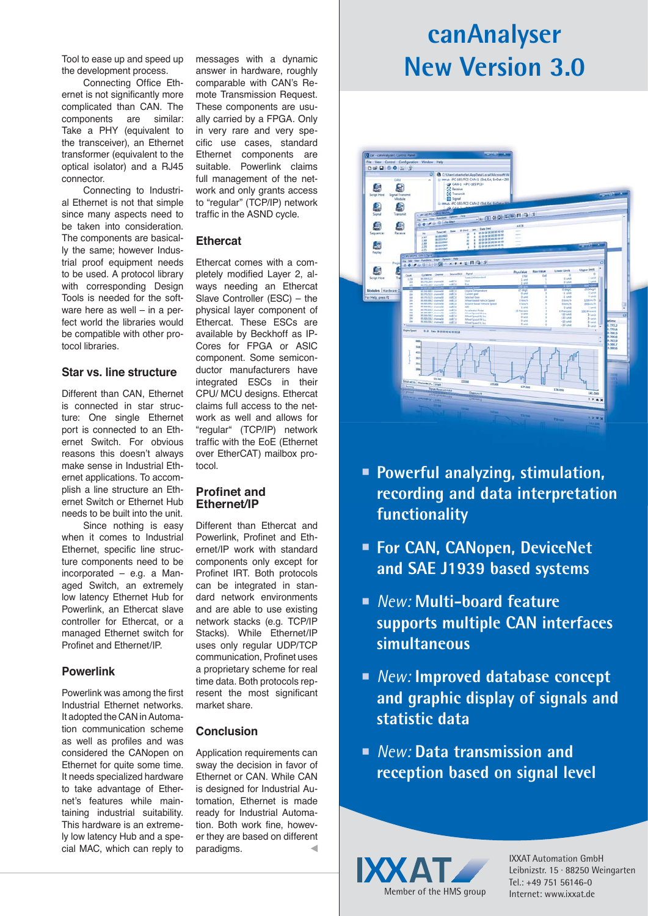Tool to ease up and speed up the development process.

Connecting Office Ethernet is not significantly more complicated than CAN. The components are similar: Take a PHY (equivalent to the transceiver), an Ethernet transformer (equivalent to the optical isolator) and a RJ45 connector.

Connecting to Industrial Ethernet is not that simple since many aspects need to be taken into consideration. The components are basically the same; however Industrial proof equipment needs to be used. A protocol library with corresponding Design Tools is needed for the software here as well – in a perfect world the libraries would be compatible with other protocol libraries.

## Star vs. line structure

Different than CAN, Ethernet is connected in star structure: One single Ethernet port is connected to an Ethernet Switch. For obvious reasons this doesn't always make sense in Industrial Ethernet applications. To accomplish a line structure an Ethernet Switch or Ethernet Hub needs to be built into the unit.

Since nothing is easy when it comes to Industrial Ethernet, specific line structure components need to be incorporated – e.g. a Managed Switch, an extremely low latency Ethernet Hub for Powerlink, an Ethercat slave controller for Ethercat, or a managed Ethernet switch for Profinet and Ethernet/IP.

## Powerlink

Powerlink was among the first Industrial Ethernet networks. It adopted the CAN in Automation communication scheme as well as profiles and was considered the CANopen on Ethernet for quite some time. It needs specialized hardware to take advantage of Ethernet's features while maintaining industrial suitability. This hardware is an extremely low latency Hub and a special MAC, which can reply to messages with a dynamic answer in hardware, roughly comparable with CAN's Remote Transmission Request. These components are usually carried by a FPGA. Only in very rare and very specific use cases, standard Ethernet components are suitable. Powerlink claims full management of the network and only grants access to "regular" (TCP/IP) network traffic in the ASND cycle.

## Ethercat

Ethercat comes with a completely modified Layer 2, always needing an Ethercat Slave Controller (ESC) – the physical layer component of Ethercat. These ESCs are available by Beckhoff as IP-Cores for FPGA or ASIC component. Some semiconductor manufacturers have integrated ESCs in their CPU/ MCU designs. Ethercat claims full access to the network as well and allows for "regular" (TCP/IP) network traffic with the EoE (Ethernet over EtherCAT) mailbox protocol.

## Profinet and Ethernet/IP

Different than Ethercat and Powerlink, Profinet and Ethernet/IP work with standard components only except for Profinet IRT. Both protocols can be integrated in standard network environments and are able to use existing network stacks (e.g. TCP/IP Stacks). While Ethernet/IP uses only regular UDP/TCP communication, Profinet uses a proprietary scheme for real time data. Both protocols represent the most significant market share.

## Conclusion

Application requirements can sway the decision in favor of Ethernet or CAN. While CAN is designed for Industrial Automation, Ethernet is made ready for Industrial Automation. Both work fine, however they are based on different paradigms. ◄

# canAnalyser New Version 3.0

- **Powerful analyzing, stimulation, recording and data interpretation functionality**
- **For CAN, CANopen, DeviceNet and SAE J1939 based systems**
- *New:* **Multi-board feature supports multiple CAN interfaces simultaneous**
- *New:* **Improved database concept and graphic display of signals and statistic data**
- *New:* **Data transmission and reception based on signal level**

IXXAT – Member of the HMS group

IXXAT Automation GmbH
Leibnizstr. 15 · 88250 Weingarten
Tel.: +49 751 56146-0
Internet: www.ixxat.de